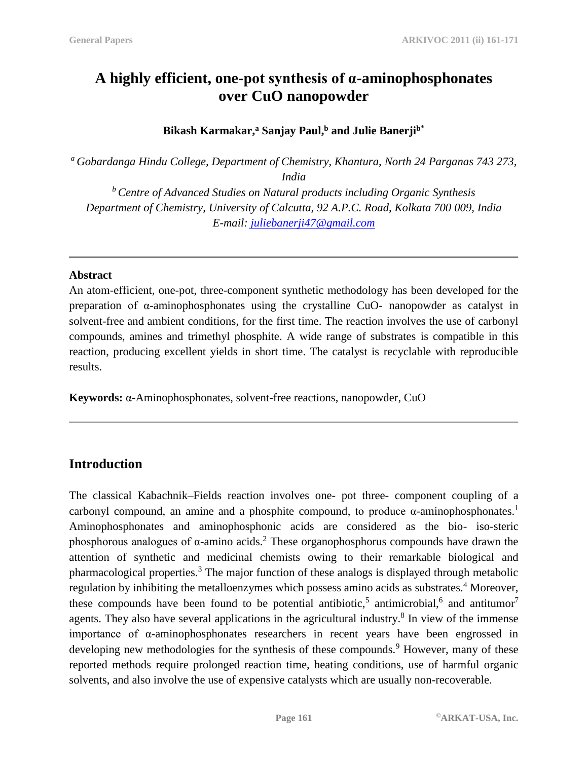# A highly efficient, one-pot synthesis of α-aminophosphonates over CuO nanopowder

**Bikash Karmakar,[a] Sanjay Paul,[b] and Julie Banerji[b*]**

[a] *Gobardanga Hindu College, Department of Chemistry, Khantura, North 24 Parganas 743 273, India*

[b] *Centre of Advanced Studies on Natural products including Organic Synthesis Department of Chemistry, University of Calcutta, 92 A.P.C. Road, Kolkata 700 009, India*

*E-mail: juliebanerji47@gmail.com*

---

**Abstract**

An atom-efficient, one-pot, three-component synthetic methodology has been developed for the preparation of α-aminophosphonates using the crystalline CuO- nanopowder as catalyst in solvent-free and ambient conditions, for the first time. The reaction involves the use of carbonyl compounds, amines and trimethyl phosphite. A wide range of substrates is compatible in this reaction, producing excellent yields in short time. The catalyst is recyclable with reproducible results.

**Keywords:** α-Aminophosphonates, solvent-free reactions, nanopowder, CuO

---

## Introduction

The classical Kabachnik–Fields reaction involves one- pot three- component coupling of a carbonyl compound, an amine and a phosphite compound, to produce α-aminophosphonates.[1] Aminophosphonates and aminophosphonic acids are considered as the bio- iso-steric phosphorous analogues of α-amino acids.[2] These organophosphorus compounds have drawn the attention of synthetic and medicinal chemists owing to their remarkable biological and pharmacological properties.[3] The major function of these analogs is displayed through metabolic regulation by inhibiting the metalloenzymes which possess amino acids as substrates.[4] Moreover, these compounds have been found to be potential antibiotic,[5] antimicrobial,[6] and antitumor[7] agents. They also have several applications in the agricultural industry.[8] In view of the immense importance of α-aminophosphonates researchers in recent years have been engrossed in developing new methodologies for the synthesis of these compounds.[9] However, many of these reported methods require prolonged reaction time, heating conditions, use of harmful organic solvents, and also involve the use of expensive catalysts which are usually non-recoverable.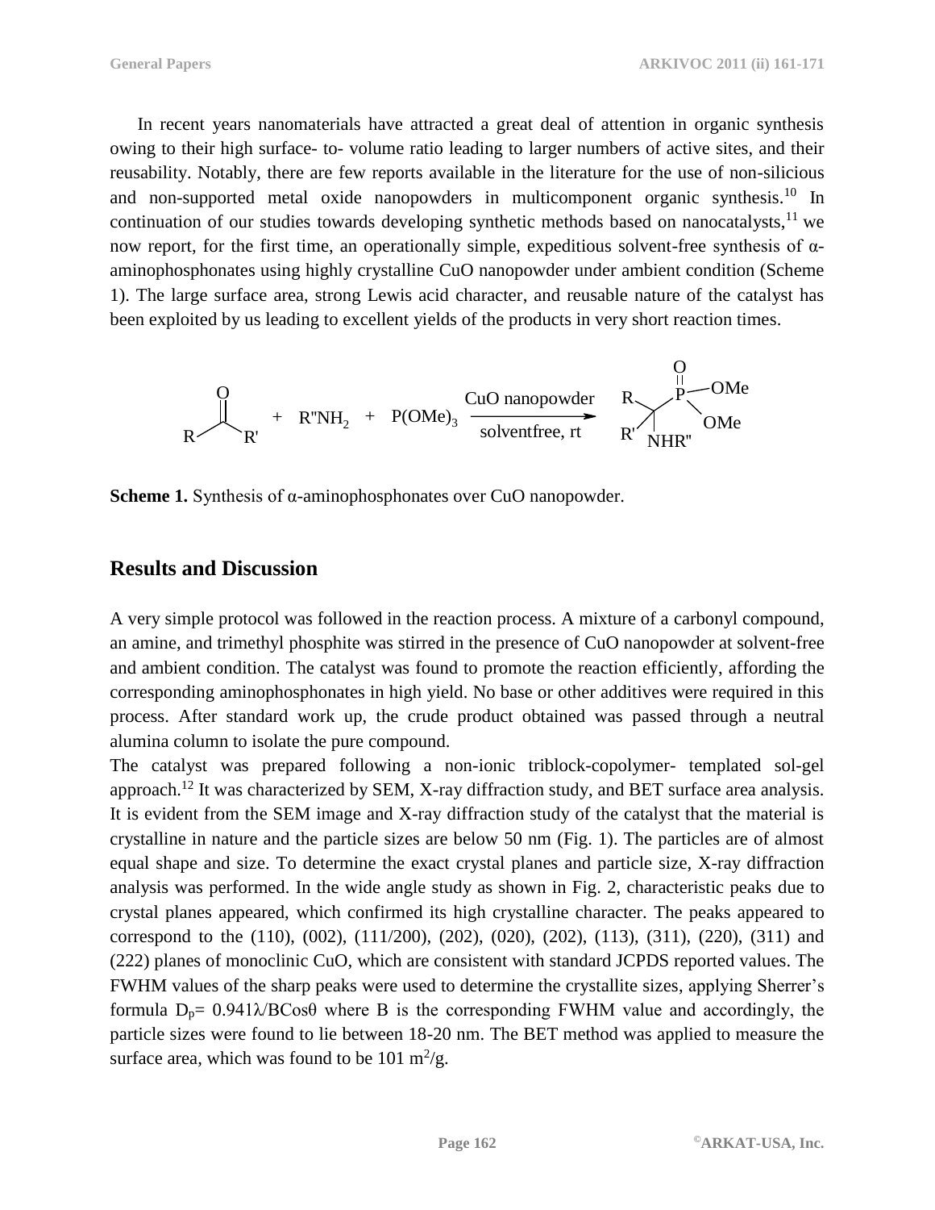In recent years nanomaterials have attracted a great deal of attention in organic synthesis owing to their high surface- to- volume ratio leading to larger numbers of active sites, and their reusability. Notably, there are few reports available in the literature for the use of non-silicious and non-supported metal oxide nanopowders in multicomponent organic synthesis.[10] In continuation of our studies towards developing synthetic methods based on nanocatalysts,[11] we now report, for the first time, an operationally simple, expeditious solvent-free synthesis of α-aminophosphonates using highly crystalline CuO nanopowder under ambient condition (Scheme 1). The large surface area, strong Lewis acid character, and reusable nature of the catalyst has been exploited by us leading to excellent yields of the products in very short reaction times.

$$RC(O)R' + R''NH_2 + P(OMe)_3 \xrightarrow[\text{solventfree, rt}]{\text{CuO nanopowder}} RR'C(NHR'')P(O)(OMe)_2$$

**Scheme 1.** Synthesis of α-aminophosphonates over CuO nanopowder.

## Results and Discussion

A very simple protocol was followed in the reaction process. A mixture of a carbonyl compound, an amine, and trimethyl phosphite was stirred in the presence of CuO nanopowder at solvent-free and ambient condition. The catalyst was found to promote the reaction efficiently, affording the corresponding aminophosphonates in high yield. No base or other additives were required in this process. After standard work up, the crude product obtained was passed through a neutral alumina column to isolate the pure compound.

The catalyst was prepared following a non-ionic triblock-copolymer- templated sol-gel approach.[12] It was characterized by SEM, X-ray diffraction study, and BET surface area analysis. It is evident from the SEM image and X-ray diffraction study of the catalyst that the material is crystalline in nature and the particle sizes are below 50 nm (Fig. 1). The particles are of almost equal shape and size. To determine the exact crystal planes and particle size, X-ray diffraction analysis was performed. In the wide angle study as shown in Fig. 2, characteristic peaks due to crystal planes appeared, which confirmed its high crystalline character. The peaks appeared to correspond to the (110), (002), (111/200), (202), (020), (202), (113), (311), (220), (311) and (222) planes of monoclinic CuO, which are consistent with standard JCPDS reported values. The FWHM values of the sharp peaks were used to determine the crystallite sizes, applying Sherrer's formula $D_p = 0.941\lambda/B\text{Cos}\theta$ where B is the corresponding FWHM value and accordingly, the particle sizes were found to lie between 18-20 nm. The BET method was applied to measure the surface area, which was found to be 101 $m^2$/g.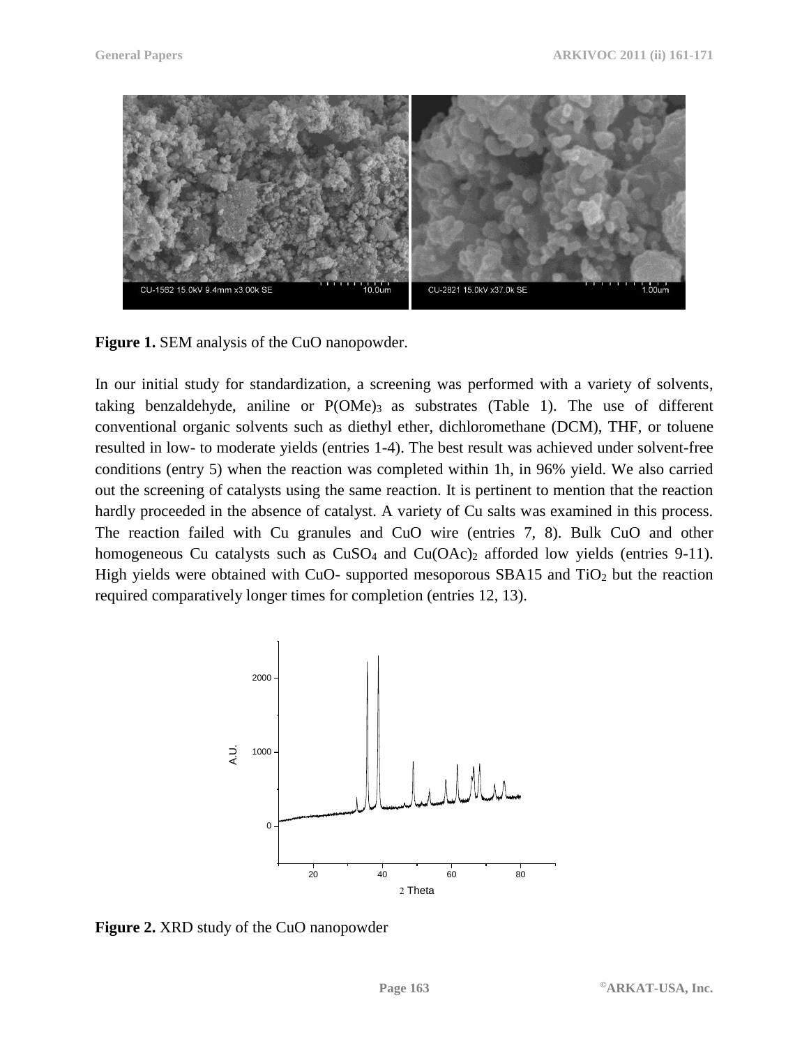**Figure 1.** SEM analysis of the CuO nanopowder.

In our initial study for standardization, a screening was performed with a variety of solvents, taking benzaldehyde, aniline or $P(OMe)_3$ as substrates (Table 1). The use of different conventional organic solvents such as diethyl ether, dichloromethane (DCM), THF, or toluene resulted in low- to moderate yields (entries 1-4). The best result was achieved under solvent-free conditions (entry 5) when the reaction was completed within 1h, in 96% yield. We also carried out the screening of catalysts using the same reaction. It is pertinent to mention that the reaction hardly proceeded in the absence of catalyst. A variety of Cu salts was examined in this process. The reaction failed with Cu granules and CuO wire (entries 7, 8). Bulk CuO and other homogeneous Cu catalysts such as $CuSO_4$ and $Cu(OAc)_2$ afforded low yields (entries 9-11). High yields were obtained with CuO- supported mesoporous SBA15 and $TiO_2$ but the reaction required comparatively longer times for completion (entries 12, 13).

**Figure 2.** XRD study of the CuO nanopowder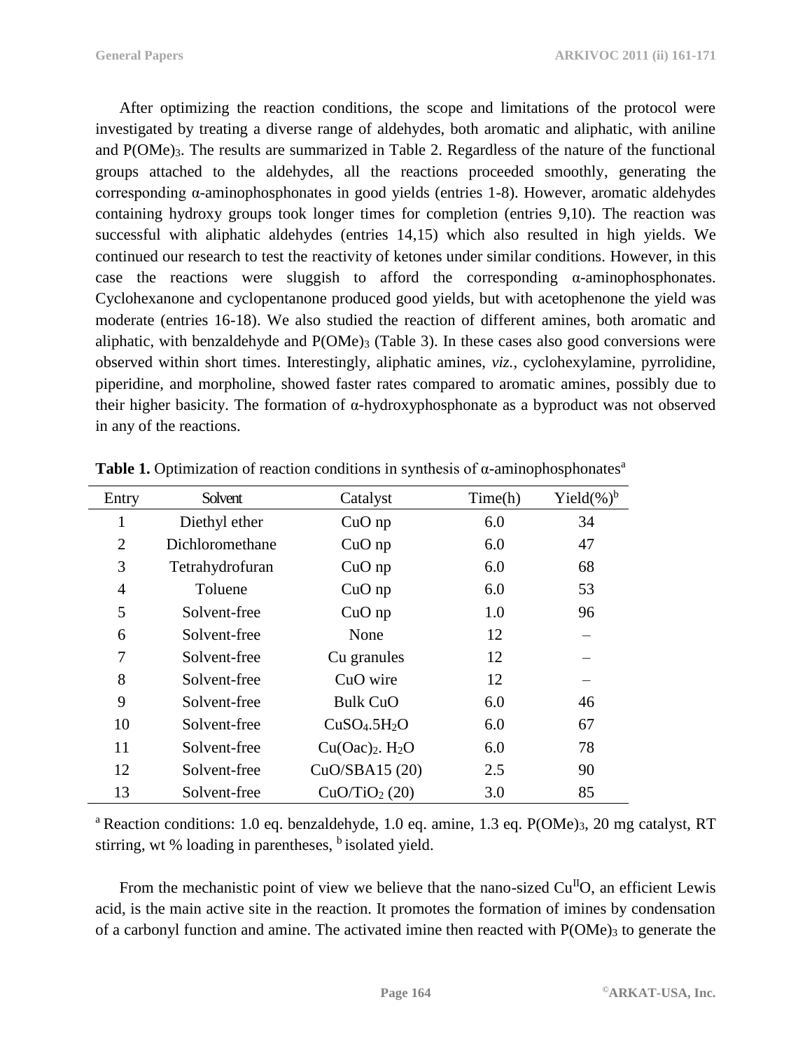After optimizing the reaction conditions, the scope and limitations of the protocol were investigated by treating a diverse range of aldehydes, both aromatic and aliphatic, with aniline and $P(OMe)_3$. The results are summarized in Table 2. Regardless of the nature of the functional groups attached to the aldehydes, all the reactions proceeded smoothly, generating the corresponding α-aminophosphonates in good yields (entries 1-8). However, aromatic aldehydes containing hydroxy groups took longer times for completion (entries 9,10). The reaction was successful with aliphatic aldehydes (entries 14,15) which also resulted in high yields. We continued our research to test the reactivity of ketones under similar conditions. However, in this case the reactions were sluggish to afford the corresponding α-aminophosphonates. Cyclohexanone and cyclopentanone produced good yields, but with acetophenone the yield was moderate (entries 16-18). We also studied the reaction of different amines, both aromatic and aliphatic, with benzaldehyde and $P(OMe)_3$ (Table 3). In these cases also good conversions were observed within short times. Interestingly, aliphatic amines, *viz.*, cyclohexylamine, pyrrolidine, piperidine, and morpholine, showed faster rates compared to aromatic amines, possibly due to their higher basicity. The formation of α-hydroxyphosphonate as a byproduct was not observed in any of the reactions.

**Table 1.** Optimization of reaction conditions in synthesis of α-aminophosphonates[a]

| Entry | Solvent | Catalyst | Time(h) | Yield(%)[b] |
|---|---|---|---|---|
| 1 | Diethyl ether | CuO np | 6.0 | 34 |
| 2 | Dichloromethane | CuO np | 6.0 | 47 |
| 3 | Tetrahydrofuran | CuO np | 6.0 | 68 |
| 4 | Toluene | CuO np | 6.0 | 53 |
| 5 | Solvent-free | CuO np | 1.0 | 96 |
| 6 | Solvent-free | None | 12 | – |
| 7 | Solvent-free | Cu granules | 12 | – |
| 8 | Solvent-free | CuO wire | 12 | – |
| 9 | Solvent-free | Bulk CuO | 6.0 | 46 |
| 10 | Solvent-free | $CuSO_4.5H_2O$ | 6.0 | 67 |
| 11 | Solvent-free | $Cu(Oac)_2.\ H_2O$ | 6.0 | 78 |
| 12 | Solvent-free | CuO/SBA15 (20) | 2.5 | 90 |
| 13 | Solvent-free | $CuO/TiO_2$ (20) | 3.0 | 85 |

[a] Reaction conditions: 1.0 eq. benzaldehyde, 1.0 eq. amine, 1.3 eq. $P(OMe)_3$, 20 mg catalyst, RT stirring, wt % loading in parentheses, [b] isolated yield.

From the mechanistic point of view we believe that the nano-sized $Cu^{II}O$, an efficient Lewis acid, is the main active site in the reaction. It promotes the formation of imines by condensation of a carbonyl function and amine. The activated imine then reacted with $P(OMe)_3$ to generate the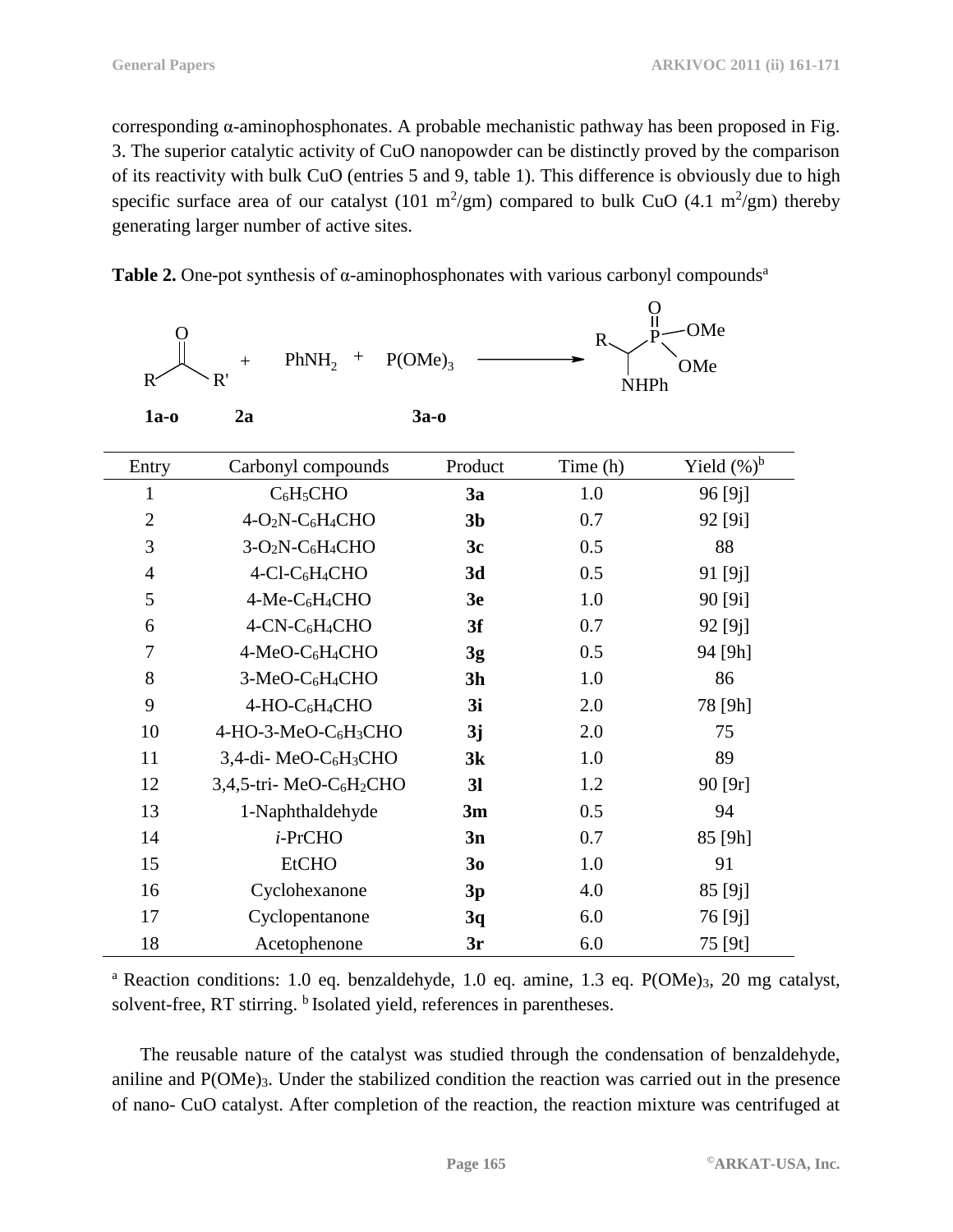corresponding α-aminophosphonates. A probable mechanistic pathway has been proposed in Fig. 3. The superior catalytic activity of CuO nanopowder can be distinctly proved by the comparison of its reactivity with bulk CuO (entries 5 and 9, table 1). This difference is obviously due to high specific surface area of our catalyst (101 $m^2$/gm) compared to bulk CuO (4.1 $m^2$/gm) thereby generating larger number of active sites.

**Table 2.** One-pot synthesis of α-aminophosphonates with various carbonyl compounds[a]

$$\underset{\mathbf{1a\text{-}o}}{RC(O)R'} + \underset{\mathbf{2a}}{PhNH_2} + P(OMe)_3 \longrightarrow \underset{\mathbf{3a\text{-}o}}{R\text{-}CH(NHPh)\text{-}P(O)(OMe)_2}$$

| Entry | Carbonyl compounds | Product | Time (h) | Yield (%)[b] |
|---|---|---|---|---|
| 1 | $C_6H_5CHO$ | **3a** | 1.0 | 96 [9j] |
| 2 | 4-$O_2N$-$C_6H_4CHO$ | **3b** | 0.7 | 92 [9i] |
| 3 | 3-$O_2N$-$C_6H_4CHO$ | **3c** | 0.5 | 88 |
| 4 | 4-Cl-$C_6H_4CHO$ | **3d** | 0.5 | 91 [9j] |
| 5 | 4-Me-$C_6H_4CHO$ | **3e** | 1.0 | 90 [9i] |
| 6 | 4-CN-$C_6H_4CHO$ | **3f** | 0.7 | 92 [9j] |
| 7 | 4-MeO-$C_6H_4CHO$ | **3g** | 0.5 | 94 [9h] |
| 8 | 3-MeO-$C_6H_4CHO$ | **3h** | 1.0 | 86 |
| 9 | 4-HO-$C_6H_4CHO$ | **3i** | 2.0 | 78 [9h] |
| 10 | 4-HO-3-MeO-$C_6H_3CHO$ | **3j** | 2.0 | 75 |
| 11 | 3,4-di- MeO-$C_6H_3CHO$ | **3k** | 1.0 | 89 |
| 12 | 3,4,5-tri- MeO-$C_6H_2CHO$ | **3l** | 1.2 | 90 [9r] |
| 13 | 1-Naphthaldehyde | **3m** | 0.5 | 94 |
| 14 | *i*-PrCHO | **3n** | 0.7 | 85 [9h] |
| 15 | EtCHO | **3o** | 1.0 | 91 |
| 16 | Cyclohexanone | **3p** | 4.0 | 85 [9j] |
| 17 | Cyclopentanone | **3q** | 6.0 | 76 [9j] |
| 18 | Acetophenone | **3r** | 6.0 | 75 [9t] |

[a] Reaction conditions: 1.0 eq. benzaldehyde, 1.0 eq. amine, 1.3 eq. $P(OMe)_3$, 20 mg catalyst, solvent-free, RT stirring. [b] Isolated yield, references in parentheses.

The reusable nature of the catalyst was studied through the condensation of benzaldehyde, aniline and $P(OMe)_3$. Under the stabilized condition the reaction was carried out in the presence of nano- CuO catalyst. After completion of the reaction, the reaction mixture was centrifuged at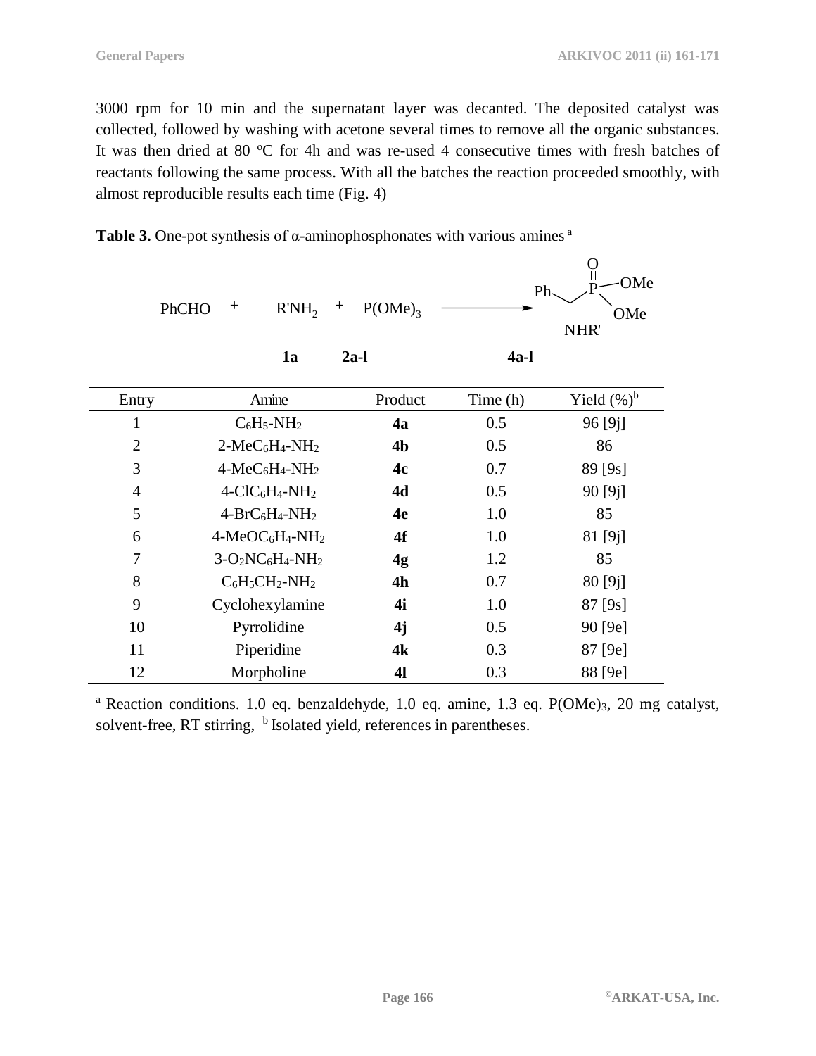3000 rpm for 10 min and the supernatant layer was decanted. The deposited catalyst was collected, followed by washing with acetone several times to remove all the organic substances. It was then dried at 80 ºC for 4h and was re-used 4 consecutive times with fresh batches of reactants following the same process. With all the batches the reaction proceeded smoothly, with almost reproducible results each time (Fig. 4)

**Table 3.** One-pot synthesis of α-aminophosphonates with various amines [a]

$$\underset{\mathbf{1a}}{\text{PhCHO}} + \underset{\mathbf{2a\text{-}l}}{\text{R'NH}_2} + \text{P(OMe)}_3 \longrightarrow \underset{\mathbf{4a\text{-}l}}{\text{PhCH(NHR')P(O)(OMe)}_2}$$

| Entry | Amine | Product | Time (h) | Yield (%)[b] |
|---|---|---|---|---|
| 1 | $C_6H_5$-$NH_2$ | **4a** | 0.5 | 96 [9j] |
| 2 | 2-$MeC_6H_4$-$NH_2$ | **4b** | 0.5 | 86 |
| 3 | 4-$MeC_6H_4$-$NH_2$ | **4c** | 0.7 | 89 [9s] |
| 4 | 4-$ClC_6H_4$-$NH_2$ | **4d** | 0.5 | 90 [9j] |
| 5 | 4-$BrC_6H_4$-$NH_2$ | **4e** | 1.0 | 85 |
| 6 | 4-$MeOC_6H_4$-$NH_2$ | **4f** | 1.0 | 81 [9j] |
| 7 | 3-$O_2NC_6H_4$-$NH_2$ | **4g** | 1.2 | 85 |
| 8 | $C_6H_5CH_2$-$NH_2$ | **4h** | 0.7 | 80 [9j] |
| 9 | Cyclohexylamine | **4i** | 1.0 | 87 [9s] |
| 10 | Pyrrolidine | **4j** | 0.5 | 90 [9e] |
| 11 | Piperidine | **4k** | 0.3 | 87 [9e] |
| 12 | Morpholine | **4l** | 0.3 | 88 [9e] |

[a] Reaction conditions. 1.0 eq. benzaldehyde, 1.0 eq. amine, 1.3 eq. $P(OMe)_3$, 20 mg catalyst, solvent-free, RT stirring, [b] Isolated yield, references in parentheses.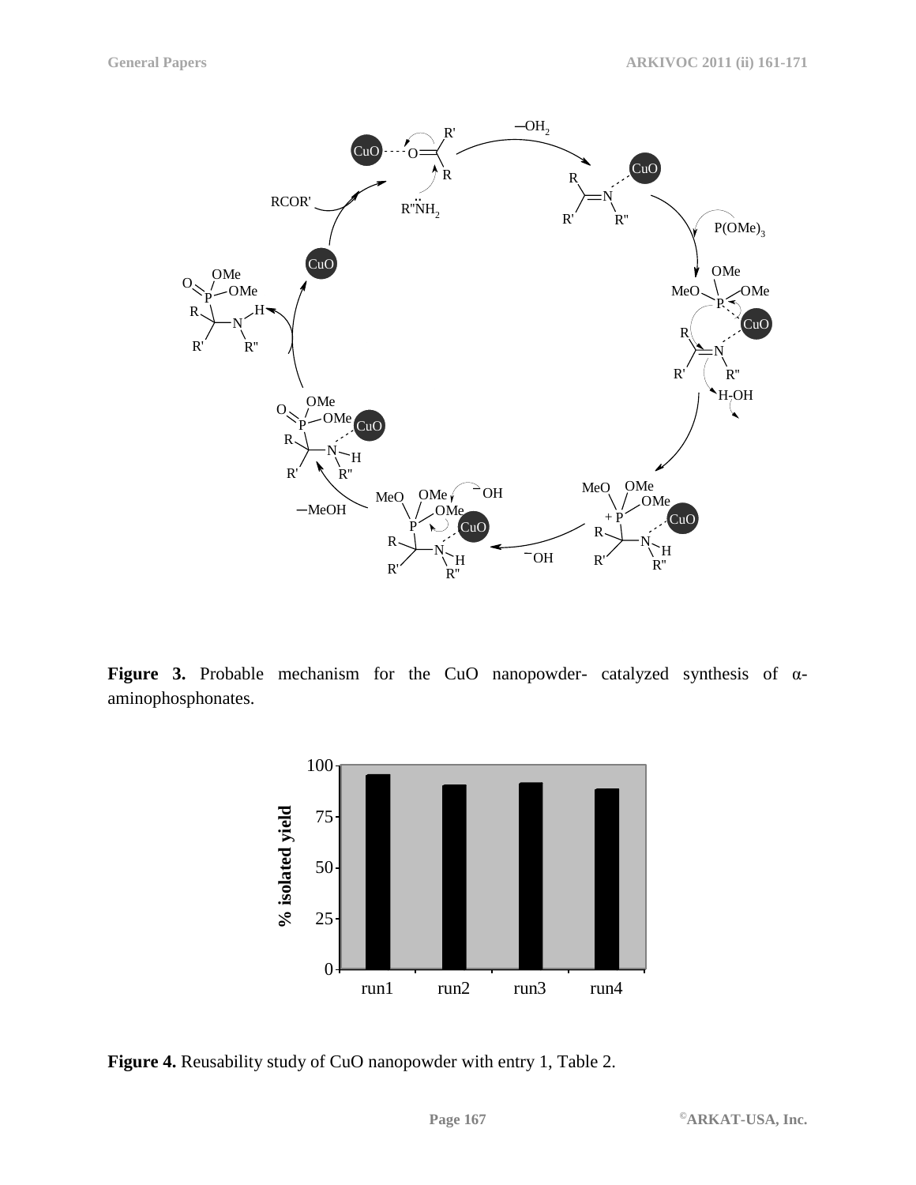**Figure 3.** Probable mechanism for the CuO nanopowder- catalyzed synthesis of α-aminophosphonates.

**Figure 4.** Reusability study of CuO nanopowder with entry 1, Table 2.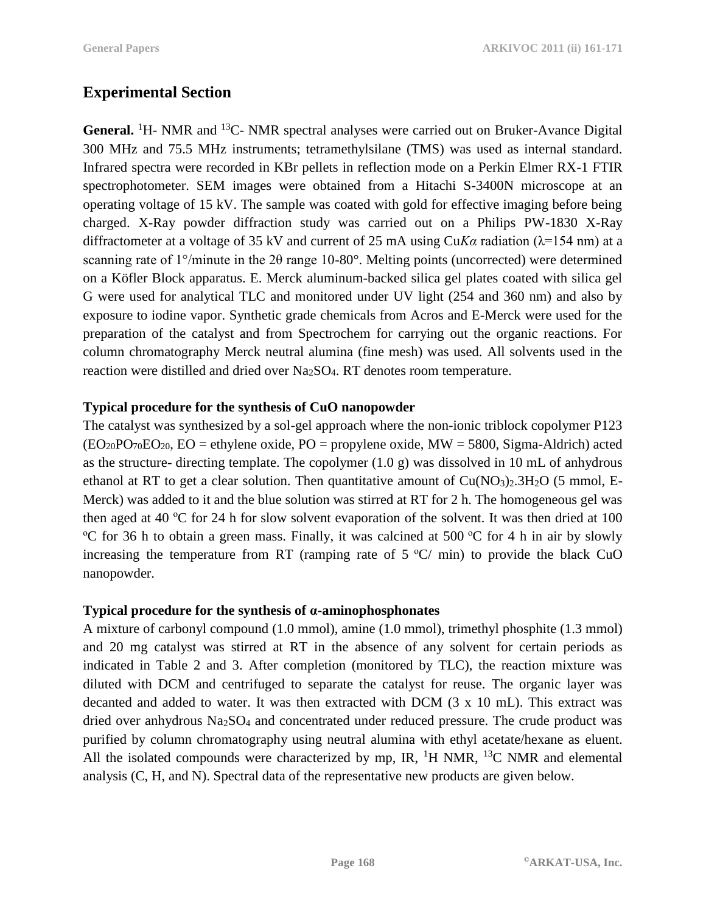## Experimental Section

**General.** $^{1}H$- NMR and $^{13}C$- NMR spectral analyses were carried out on Bruker-Avance Digital 300 MHz and 75.5 MHz instruments; tetramethylsilane (TMS) was used as internal standard. Infrared spectra were recorded in KBr pellets in reflection mode on a Perkin Elmer RX-1 FTIR spectrophotometer. SEM images were obtained from a Hitachi S-3400N microscope at an operating voltage of 15 kV. The sample was coated with gold for effective imaging before being charged. X-Ray powder diffraction study was carried out on a Philips PW-1830 X-Ray diffractometer at a voltage of 35 kV and current of 25 mA using Cu*Kα* radiation (λ=154 nm) at a scanning rate of 1°/minute in the 2θ range 10-80°. Melting points (uncorrected) were determined on a Köfler Block apparatus. E. Merck aluminum-backed silica gel plates coated with silica gel G were used for analytical TLC and monitored under UV light (254 and 360 nm) and also by exposure to iodine vapor. Synthetic grade chemicals from Acros and E-Merck were used for the preparation of the catalyst and from Spectrochem for carrying out the organic reactions. For column chromatography Merck neutral alumina (fine mesh) was used. All solvents used in the reaction were distilled and dried over $Na_2SO_4$. RT denotes room temperature.

### Typical procedure for the synthesis of CuO nanopowder

The catalyst was synthesized by a sol-gel approach where the non-ionic triblock copolymer P123 ($EO_{20}PO_{70}EO_{20}$, EO = ethylene oxide, PO = propylene oxide, MW = 5800, Sigma-Aldrich) acted as the structure- directing template. The copolymer (1.0 g) was dissolved in 10 mL of anhydrous ethanol at RT to get a clear solution. Then quantitative amount of $Cu(NO_3)_2.3H_2O$ (5 mmol, E-Merck) was added to it and the blue solution was stirred at RT for 2 h. The homogeneous gel was then aged at 40 ºC for 24 h for slow solvent evaporation of the solvent. It was then dried at 100 ºC for 36 h to obtain a green mass. Finally, it was calcined at 500 ºC for 4 h in air by slowly increasing the temperature from RT (ramping rate of 5 ºC/ min) to provide the black CuO nanopowder.

### Typical procedure for the synthesis of α-aminophosphonates

A mixture of carbonyl compound (1.0 mmol), amine (1.0 mmol), trimethyl phosphite (1.3 mmol) and 20 mg catalyst was stirred at RT in the absence of any solvent for certain periods as indicated in Table 2 and 3. After completion (monitored by TLC), the reaction mixture was diluted with DCM and centrifuged to separate the catalyst for reuse. The organic layer was decanted and added to water. It was then extracted with DCM (3 x 10 mL). This extract was dried over anhydrous $Na_2SO_4$ and concentrated under reduced pressure. The crude product was purified by column chromatography using neutral alumina with ethyl acetate/hexane as eluent. All the isolated compounds were characterized by mp, IR, $^{1}H$ NMR, $^{13}C$ NMR and elemental analysis (C, H, and N). Spectral data of the representative new products are given below.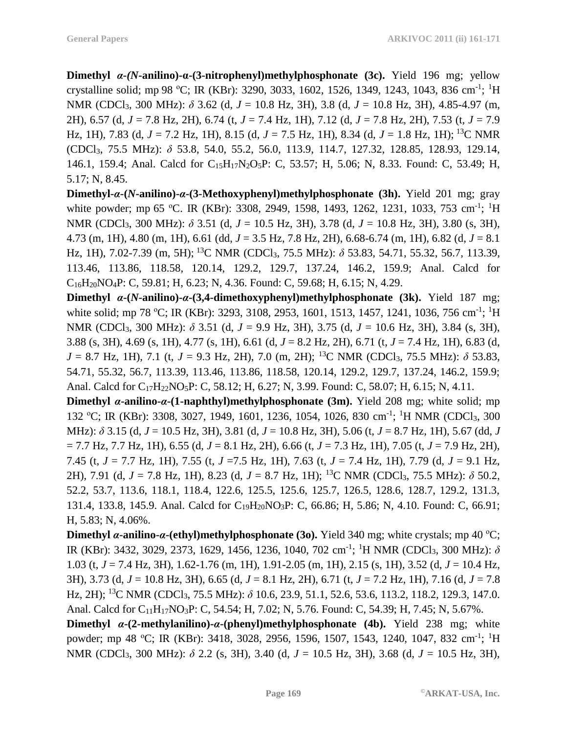**Dimethyl *α*-(*N*-anilino)-α-(3-nitrophenyl)methylphosphonate (3c).** Yield 196 mg; yellow crystalline solid; mp 98 ºC; IR (KBr): 3290, 3033, 1602, 1526, 1349, 1243, 1043, 836 cm$^{-1}$; $^1$H NMR ($CDCl_3$, 300 MHz): *δ* 3.62 (d, *J* = 10.8 Hz, 3H), 3.8 (d, *J* = 10.8 Hz, 3H), 4.85-4.97 (m, 2H), 6.57 (d, *J* = 7.8 Hz, 2H), 6.74 (t, *J* = 7.4 Hz, 1H), 7.12 (d, *J* = 7.8 Hz, 2H), 7.53 (t, *J* = 7.9 Hz, 1H), 7.83 (d, *J* = 7.2 Hz, 1H), 8.15 (d, *J* = 7.5 Hz, 1H), 8.34 (d, *J* = 1.8 Hz, 1H); $^{13}$C NMR ($CDCl_3$, 75.5 MHz): *δ* 53.8, 54.0, 55.2, 56.0, 113.9, 114.7, 127.32, 128.85, 128.93, 129.14, 146.1, 159.4; Anal. Calcd for $C_{15}H_{17}N_2O_5P$: C, 53.57; H, 5.06; N, 8.33. Found: C, 53.49; H, 5.17; N, 8.45.

**Dimethyl-*α*-(*N*-anilino)-*α*-(3-Methoxyphenyl)methylphosphonate (3h).** Yield 201 mg; gray white powder; mp 65 ºC. IR (KBr): 3308, 2949, 1598, 1493, 1262, 1231, 1033, 753 cm$^{-1}$; $^1$H NMR ($CDCl_3$, 300 MHz): *δ* 3.51 (d, *J* = 10.5 Hz, 3H), 3.78 (d, *J* = 10.8 Hz, 3H), 3.80 (s, 3H), 4.73 (m, 1H), 4.80 (m, 1H), 6.61 (dd, *J* = 3.5 Hz, 7.8 Hz, 2H), 6.68-6.74 (m, 1H), 6.82 (d, *J* = 8.1 Hz, 1H), 7.02-7.39 (m, 5H); $^{13}$C NMR ($CDCl_3$, 75.5 MHz): *δ* 53.83, 54.71, 55.32, 56.7, 113.39, 113.46, 113.86, 118.58, 120.14, 129.2, 129.7, 137.24, 146.2, 159.9; Anal. Calcd for $C_{16}H_{20}NO_4P$: C, 59.81; H, 6.23; N, 4.36. Found: C, 59.68; H, 6.15; N, 4.29.

**Dimethyl *α*-(*N*-anilino)-*α*-(3,4-dimethoxyphenyl)methylphosphonate (3k).** Yield 187 mg; white solid; mp 78 ºC; IR (KBr): 3293, 3108, 2953, 1601, 1513, 1457, 1241, 1036, 756 cm$^{-1}$; $^1$H NMR ($CDCl_3$, 300 MHz): *δ* 3.51 (d, *J* = 9.9 Hz, 3H), 3.75 (d, *J* = 10.6 Hz, 3H), 3.84 (s, 3H), 3.88 (s, 3H), 4.69 (s, 1H), 4.77 (s, 1H), 6.61 (d, *J* = 8.2 Hz, 2H), 6.71 (t, *J* = 7.4 Hz, 1H), 6.83 (d, *J* = 8.7 Hz, 1H), 7.1 (t, *J* = 9.3 Hz, 2H), 7.0 (m, 2H); $^{13}$C NMR ($CDCl_3$, 75.5 MHz): *δ* 53.83, 54.71, 55.32, 56.7, 113.39, 113.46, 113.86, 118.58, 120.14, 129.2, 129.7, 137.24, 146.2, 159.9; Anal. Calcd for $C_{17}H_{22}NO_5P$: C, 58.12; H, 6.27; N, 3.99. Found: C, 58.07; H, 6.15; N, 4.11.

**Dimethyl *α*-anilino-*α*-(1-naphthyl)methylphosphonate (3m).** Yield 208 mg; white solid; mp 132 ºC; IR (KBr): 3308, 3027, 1949, 1601, 1236, 1054, 1026, 830 cm$^{-1}$; $^1$H NMR ($CDCl_3$, 300 MHz): *δ* 3.15 (d, *J* = 10.5 Hz, 3H), 3.81 (d, *J* = 10.8 Hz, 3H), 5.06 (t, *J* = 8.7 Hz, 1H), 5.67 (dd, *J* = 7.7 Hz, 7.7 Hz, 1H), 6.55 (d, *J* = 8.1 Hz, 2H), 6.66 (t, *J* = 7.3 Hz, 1H), 7.05 (t, *J* = 7.9 Hz, 2H), 7.45 (t, *J* = 7.7 Hz, 1H), 7.55 (t, *J* =7.5 Hz, 1H), 7.63 (t, *J* = 7.4 Hz, 1H), 7.79 (d, *J* = 9.1 Hz, 2H), 7.91 (d, *J* = 7.8 Hz, 1H), 8.23 (d, *J* = 8.7 Hz, 1H); $^{13}$C NMR ($CDCl_3$, 75.5 MHz): *δ* 50.2, 52.2, 53.7, 113.6, 118.1, 118.4, 122.6, 125.5, 125.6, 125.7, 126.5, 128.6, 128.7, 129.2, 131.3, 131.4, 133.8, 145.9. Anal. Calcd for $C_{19}H_{20}NO_3P$: C, 66.86; H, 5.86; N, 4.10. Found: C, 66.91; H, 5.83; N, 4.06%.

**Dimethyl *α*-anilino-*α*-(ethyl)methylphosphonate (3o).** Yield 340 mg; white crystals; mp 40 ºC; IR (KBr): 3432, 3029, 2373, 1629, 1456, 1236, 1040, 702 cm$^{-1}$; $^1$H NMR ($CDCl_3$, 300 MHz): *δ* 1.03 (t, *J* = 7.4 Hz, 3H), 1.62-1.76 (m, 1H), 1.91-2.05 (m, 1H), 2.15 (s, 1H), 3.52 (d, *J* = 10.4 Hz, 3H), 3.73 (d, *J* = 10.8 Hz, 3H), 6.65 (d, *J* = 8.1 Hz, 2H), 6.71 (t, *J* = 7.2 Hz, 1H), 7.16 (d, *J* = 7.8 Hz, 2H); $^{13}$C NMR ($CDCl_3$, 75.5 MHz): *δ* 10.6, 23.9, 51.1, 52.6, 53.6, 113.2, 118.2, 129.3, 147.0. Anal. Calcd for $C_{11}H_{17}NO_3P$: C, 54.54; H, 7.02; N, 5.76. Found: C, 54.39; H, 7.45; N, 5.67%.

**Dimethyl *α*-(2-methylanilino)-*α*-(phenyl)methylphosphonate (4b).** Yield 238 mg; white powder; mp 48 ºC; IR (KBr): 3418, 3028, 2956, 1596, 1507, 1543, 1240, 1047, 832 cm$^{-1}$; $^1$H NMR ($CDCl_3$, 300 MHz): *δ* 2.2 (s, 3H), 3.40 (d, *J* = 10.5 Hz, 3H), 3.68 (d, *J* = 10.5 Hz, 3H),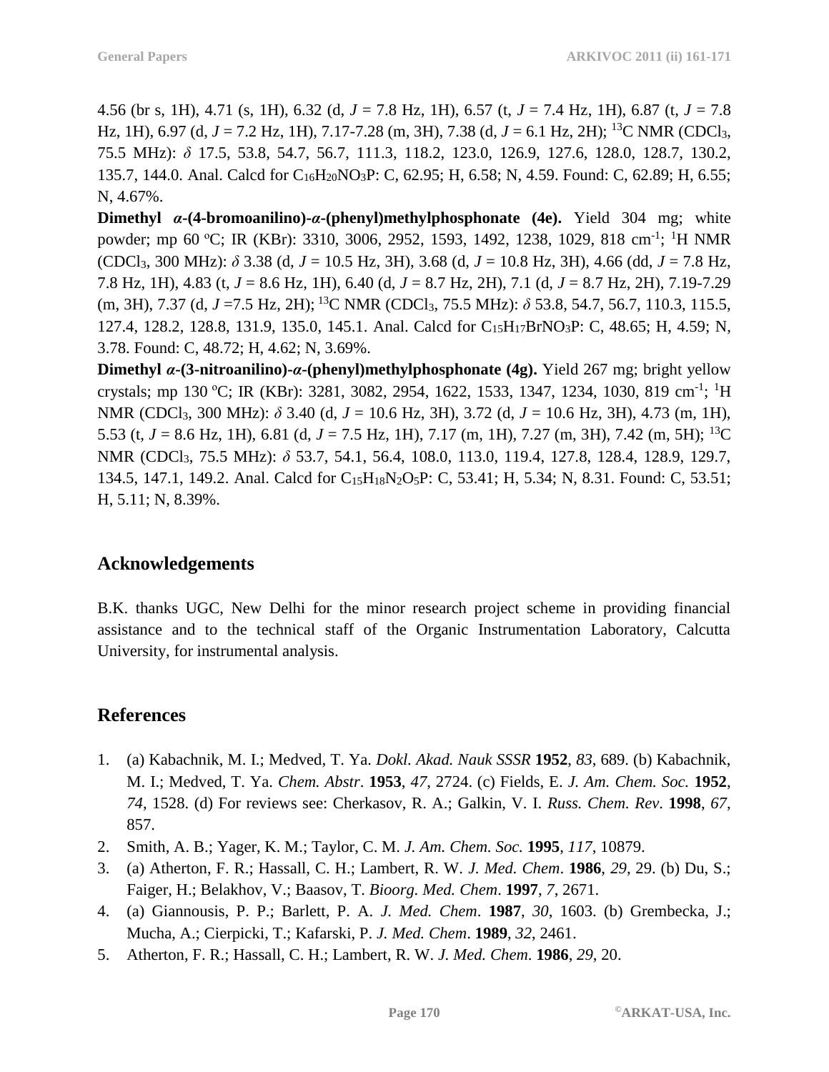4.56 (br s, 1H), 4.71 (s, 1H), 6.32 (d, *J* = 7.8 Hz, 1H), 6.57 (t, *J* = 7.4 Hz, 1H), 6.87 (t, *J* = 7.8 Hz, 1H), 6.97 (d, *J* = 7.2 Hz, 1H), 7.17-7.28 (m, 3H), 7.38 (d, *J* = 6.1 Hz, 2H); $^{13}$C NMR ($CDCl_3$, 75.5 MHz): $\delta$ 17.5, 53.8, 54.7, 56.7, 111.3, 118.2, 123.0, 126.9, 127.6, 128.0, 128.7, 130.2, 135.7, 144.0. Anal. Calcd for $C_{16}H_{20}NO_3P$: C, 62.95; H, 6.58; N, 4.59. Found: C, 62.89; H, 6.55; N, 4.67%.

**Dimethyl *α*-(4-bromoanilino)-*α*-(phenyl)methylphosphonate (4e).** Yield 304 mg; white powder; mp 60 ºC; IR (KBr): 3310, 3006, 2952, 1593, 1492, 1238, 1029, 818 cm$^{-1}$; $^{1}$H NMR ($CDCl_3$, 300 MHz): $\delta$ 3.38 (d, *J* = 10.5 Hz, 3H), 3.68 (d, *J* = 10.8 Hz, 3H), 4.66 (dd, *J* = 7.8 Hz, 7.8 Hz, 1H), 4.83 (t, *J* = 8.6 Hz, 1H), 6.40 (d, *J* = 8.7 Hz, 2H), 7.1 (d, *J* = 8.7 Hz, 2H), 7.19-7.29 (m, 3H), 7.37 (d, *J* =7.5 Hz, 2H); $^{13}$C NMR ($CDCl_3$, 75.5 MHz): $\delta$ 53.8, 54.7, 56.7, 110.3, 115.5, 127.4, 128.2, 128.8, 131.9, 135.0, 145.1. Anal. Calcd for $C_{15}H_{17}BrNO_3P$: C, 48.65; H, 4.59; N, 3.78. Found: C, 48.72; H, 4.62; N, 3.69%.

**Dimethyl *α*-(3-nitroanilino)-*α*-(phenyl)methylphosphonate (4g).** Yield 267 mg; bright yellow crystals; mp 130 ºC; IR (KBr): 3281, 3082, 2954, 1622, 1533, 1347, 1234, 1030, 819 cm$^{-1}$; $^{1}$H NMR ($CDCl_3$, 300 MHz): $\delta$ 3.40 (d, *J* = 10.6 Hz, 3H), 3.72 (d, *J* = 10.6 Hz, 3H), 4.73 (m, 1H), 5.53 (t, *J* = 8.6 Hz, 1H), 6.81 (d, *J* = 7.5 Hz, 1H), 7.17 (m, 1H), 7.27 (m, 3H), 7.42 (m, 5H); $^{13}$C NMR ($CDCl_3$, 75.5 MHz): $\delta$ 53.7, 54.1, 56.4, 108.0, 113.0, 119.4, 127.8, 128.4, 128.9, 129.7, 134.5, 147.1, 149.2. Anal. Calcd for $C_{15}H_{18}N_2O_5P$: C, 53.41; H, 5.34; N, 8.31. Found: C, 53.51; H, 5.11; N, 8.39%.

## Acknowledgements

B.K. thanks UGC, New Delhi for the minor research project scheme in providing financial assistance and to the technical staff of the Organic Instrumentation Laboratory, Calcutta University, for instrumental analysis.

## References

1. (a) Kabachnik, M. I.; Medved, T. Ya. *Dokl. Akad. Nauk SSSR* **1952**, *83*, 689. (b) Kabachnik, M. I.; Medved, T. Ya. *Chem. Abstr*. **1953**, *47*, 2724. (c) Fields, E. *J. Am. Chem. Soc.* **1952**, *74*, 1528. (d) For reviews see: Cherkasov, R. A.; Galkin, V. I. *Russ. Chem. Rev*. **1998**, *67*, 857.
2. Smith, A. B.; Yager, K. M.; Taylor, C. M. *J. Am. Chem. Soc.* **1995**, *117*, 10879.
3. (a) Atherton, F. R.; Hassall, C. H.; Lambert, R. W. *J. Med. Chem*. **1986**, *29*, 29. (b) Du, S.; Faiger, H.; Belakhov, V.; Baasov, T. *Bioorg. Med. Chem*. **1997**, *7*, 2671.
4. (a) Giannousis, P. P.; Barlett, P. A. *J. Med. Chem*. **1987**, *30*, 1603. (b) Grembecka, J.; Mucha, A.; Cierpicki, T.; Kafarski, P. *J. Med. Chem*. **1989**, *32*, 2461.
5. Atherton, F. R.; Hassall, C. H.; Lambert, R. W. *J. Med. Chem*. **1986**, *29*, 20.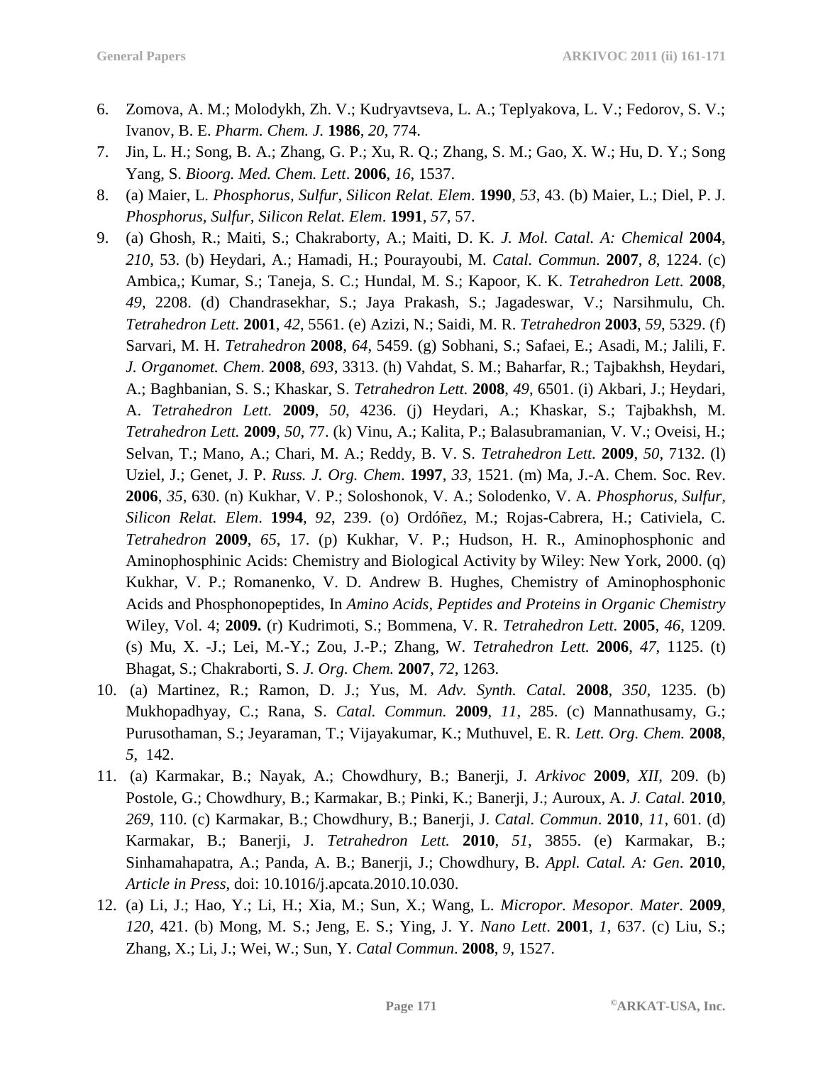6. Zomova, A. M.; Molodykh, Zh. V.; Kudryavtseva, L. A.; Teplyakova, L. V.; Fedorov, S. V.; Ivanov, B. E. *Pharm. Chem. J.* **1986**, *20*, 774.
7. Jin, L. H.; Song, B. A.; Zhang, G. P.; Xu, R. Q.; Zhang, S. M.; Gao, X. W.; Hu, D. Y.; Song Yang, S. *Bioorg. Med. Chem. Lett*. **2006**, *16*, 1537.
8. (a) Maier, L. *Phosphorus, Sulfur, Silicon Relat. Elem*. **1990**, *53*, 43. (b) Maier, L.; Diel, P. J. *Phosphorus, Sulfur, Silicon Relat. Elem*. **1991**, *57*, 57.
9. (a) Ghosh, R.; Maiti, S.; Chakraborty, A.; Maiti, D. K. *J. Mol. Catal. A: Chemical* **2004**, *210*, 53. (b) Heydari, A.; Hamadi, H.; Pourayoubi, M. *Catal. Commun.* **2007**, *8*, 1224. (c) Ambica,; Kumar, S.; Taneja, S. C.; Hundal, M. S.; Kapoor, K. K. *Tetrahedron Lett.* **2008**, *49*, 2208. (d) Chandrasekhar, S.; Jaya Prakash, S.; Jagadeswar, V.; Narsihmulu, Ch. *Tetrahedron Lett.* **2001**, *42*, 5561. (e) Azizi, N.; Saidi, M. R. *Tetrahedron* **2003**, *59*, 5329. (f) Sarvari, M. H. *Tetrahedron* **2008**, *64*, 5459. (g) Sobhani, S.; Safaei, E.; Asadi, M.; Jalili, F. *J. Organomet. Chem*. **2008**, *693*, 3313. (h) Vahdat, S. M.; Baharfar, R.; Tajbakhsh, Heydari, A.; Baghbanian, S. S.; Khaskar, S. *Tetrahedron Lett.* **2008**, *49*, 6501. (i) Akbari, J.; Heydari, A. *Tetrahedron Lett.* **2009**, *50*, 4236. (j) Heydari, A.; Khaskar, S.; Tajbakhsh, M. *Tetrahedron Lett.* **2009**, *50*, 77. (k) Vinu, A.; Kalita, P.; Balasubramanian, V. V.; Oveisi, H.; Selvan, T.; Mano, A.; Chari, M. A.; Reddy, B. V. S. *Tetrahedron Lett.* **2009**, *50*, 7132. (l) Uziel, J.; Genet, J. P. *Russ. J. Org. Chem*. **1997**, *33*, 1521. (m) Ma, J.-A. Chem. Soc. Rev. **2006**, *35*, 630. (n) Kukhar, V. P.; Soloshonok, V. A.; Solodenko, V. A. *Phosphorus, Sulfur, Silicon Relat. Elem*. **1994**, *92*, 239. (o) Ordóñez, M.; Rojas-Cabrera, H.; Cativiela, C. *Tetrahedron* **2009**, *65*, 17. (p) Kukhar, V. P.; Hudson, H. R., Aminophosphonic and Aminophosphinic Acids: Chemistry and Biological Activity by Wiley: New York, 2000. (q) Kukhar, V. P.; Romanenko, V. D. Andrew B. Hughes, Chemistry of Aminophosphonic Acids and Phosphonopeptides, In *Amino Acids, Peptides and Proteins in Organic Chemistry* Wiley, Vol. 4; **2009.** (r) Kudrimoti, S.; Bommena, V. R. *Tetrahedron Lett.* **2005**, *46*, 1209. (s) Mu, X. -J.; Lei, M.-Y.; Zou, J.-P.; Zhang, W. *Tetrahedron Lett.* **2006**, *47*, 1125. (t) Bhagat, S.; Chakraborti, S. *J. Org. Chem.* **2007**, *72*, 1263.
10. (a) Martinez, R.; Ramon, D. J.; Yus, M. *Adv. Synth. Catal.* **2008**, *350*, 1235. (b) Mukhopadhyay, C.; Rana, S. *Catal. Commun.* **2009**, *11*, 285. (c) Mannathusamy, G.; Purusothaman, S.; Jeyaraman, T.; Vijayakumar, K.; Muthuvel, E. R. *Lett. Org. Chem.* **2008**, *5*, 142.
11. (a) Karmakar, B.; Nayak, A.; Chowdhury, B.; Banerji, J. *Arkivoc* **2009**, *XII*, 209. (b) Postole, G.; Chowdhury, B.; Karmakar, B.; Pinki, K.; Banerji, J.; Auroux, A. *J. Catal.* **2010**, *269*, 110. (c) Karmakar, B.; Chowdhury, B.; Banerji, J. *Catal. Commun*. **2010**, *11*, 601. (d) Karmakar, B.; Banerji, J. *Tetrahedron Lett.* **2010**, *51*, 3855. (e) Karmakar, B.; Sinhamahapatra, A.; Panda, A. B.; Banerji, J.; Chowdhury, B. *Appl. Catal. A: Gen*. **2010**, *Article in Press*, doi: 10.1016/j.apcata.2010.10.030.
12. (a) Li, J.; Hao, Y.; Li, H.; Xia, M.; Sun, X.; Wang, L. *Micropor. Mesopor. Mater*. **2009**, *120*, 421. (b) Mong, M. S.; Jeng, E. S.; Ying, J. Y. *Nano Lett*. **2001**, *1*, 637. (c) Liu, S.; Zhang, X.; Li, J.; Wei, W.; Sun, Y. *Catal Commun*. **2008**, *9*, 1527.